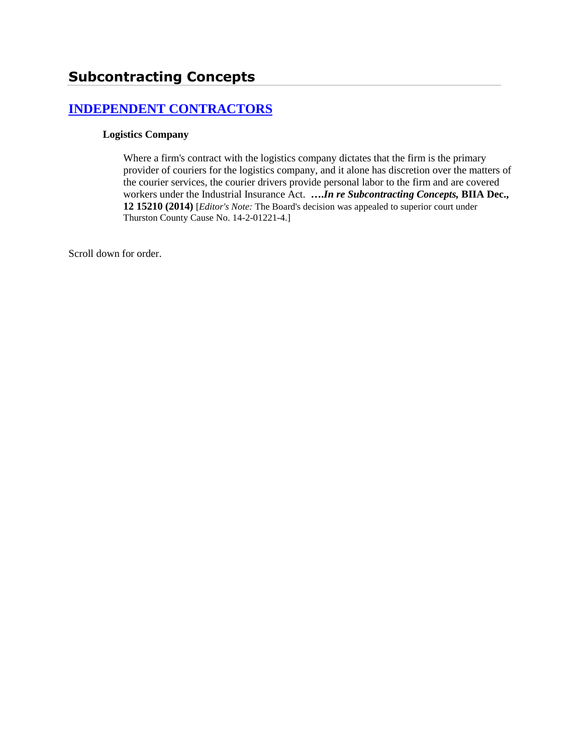## Subcontracting Concepts

### [INDEPENDENT CONTRACTORS]

**Logistics Company**

Where a firm's contract with the logistics company dictates that the firm is the primary provider of couriers for the logistics company, and it alone has discretion over the matters of the courier services, the courier drivers provide personal labor to the firm and are covered workers under the Industrial Insurance Act. **….*In re Subcontracting Concepts,* BIIA Dec., 12 15210 (2014)** [*Editor's Note:* The Board's decision was appealed to superior court under Thurston County Cause No. 14-2-01221-4.]

Scroll down for order.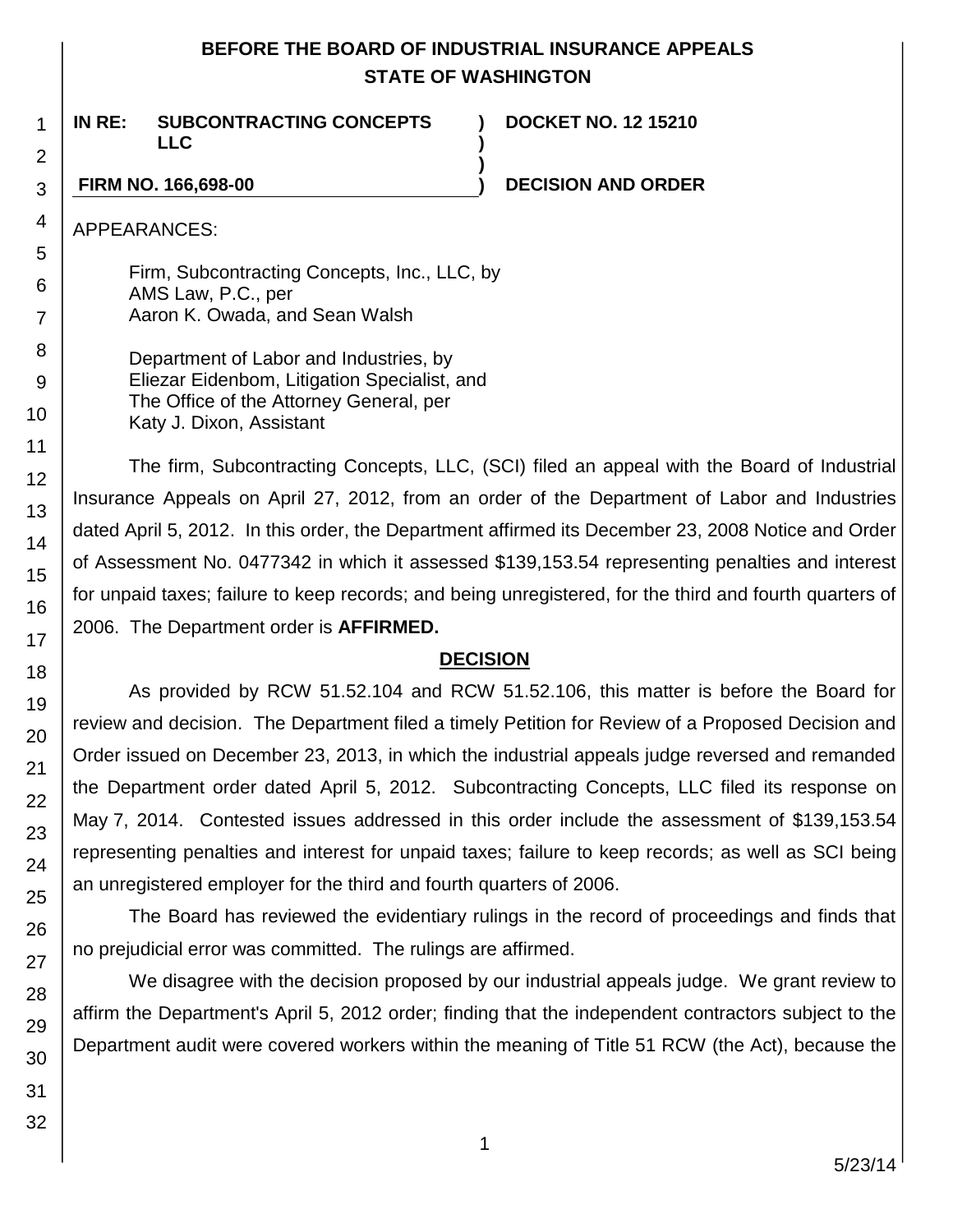**BEFORE THE BOARD OF INDUSTRIAL INSURANCE APPEALS**
**STATE OF WASHINGTON**

**IN RE: SUBCONTRACTING CONCEPTS LLC** ) **DOCKET NO. 12 15210**

**FIRM NO. 166,698-00** ) **DECISION AND ORDER**

APPEARANCES:

Firm, Subcontracting Concepts, Inc., LLC, by
AMS Law, P.C., per
Aaron K. Owada, and Sean Walsh

Department of Labor and Industries, by
Eliezar Eidenbom, Litigation Specialist, and
The Office of the Attorney General, per
Katy J. Dixon, Assistant

The firm, Subcontracting Concepts, LLC, (SCI) filed an appeal with the Board of Industrial Insurance Appeals on April 27, 2012, from an order of the Department of Labor and Industries dated April 5, 2012. In this order, the Department affirmed its December 23, 2008 Notice and Order of Assessment No. 0477342 in which it assessed $139,153.54 representing penalties and interest for unpaid taxes; failure to keep records; and being unregistered, for the third and fourth quarters of 2006. The Department order is **AFFIRMED.**

## DECISION

As provided by RCW 51.52.104 and RCW 51.52.106, this matter is before the Board for review and decision. The Department filed a timely Petition for Review of a Proposed Decision and Order issued on December 23, 2013, in which the industrial appeals judge reversed and remanded the Department order dated April 5, 2012. Subcontracting Concepts, LLC filed its response on May 7, 2014. Contested issues addressed in this order include the assessment of $139,153.54 representing penalties and interest for unpaid taxes; failure to keep records; as well as SCI being an unregistered employer for the third and fourth quarters of 2006.

The Board has reviewed the evidentiary rulings in the record of proceedings and finds that no prejudicial error was committed. The rulings are affirmed.

We disagree with the decision proposed by our industrial appeals judge. We grant review to affirm the Department's April 5, 2012 order; finding that the independent contractors subject to the Department audit were covered workers within the meaning of Title 51 RCW (the Act), because the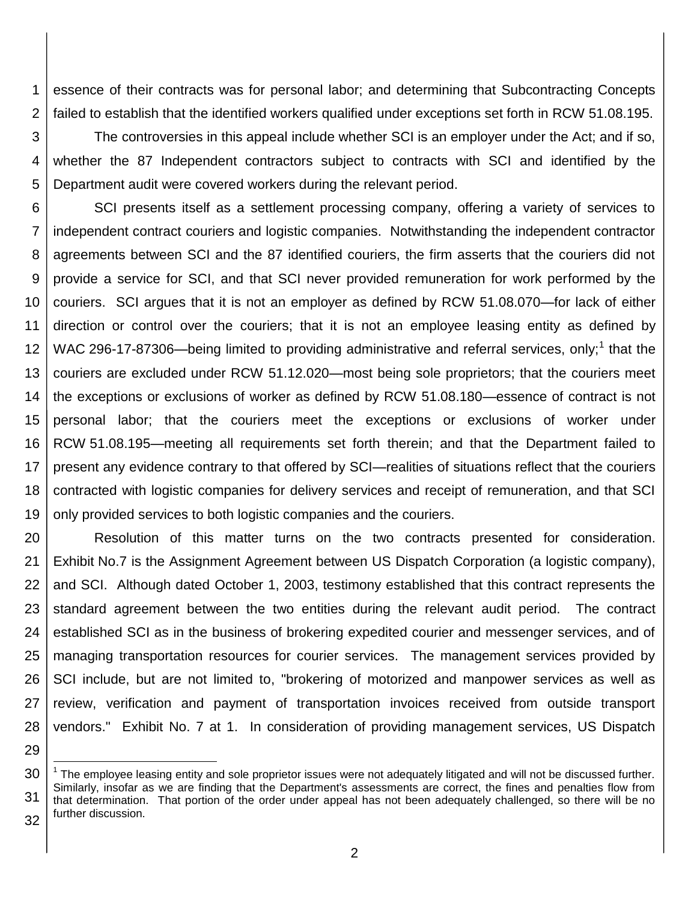essence of their contracts was for personal labor; and determining that Subcontracting Concepts failed to establish that the identified workers qualified under exceptions set forth in RCW 51.08.195.

The controversies in this appeal include whether SCI is an employer under the Act; and if so, whether the 87 Independent contractors subject to contracts with SCI and identified by the Department audit were covered workers during the relevant period.

SCI presents itself as a settlement processing company, offering a variety of services to independent contract couriers and logistic companies. Notwithstanding the independent contractor agreements between SCI and the 87 identified couriers, the firm asserts that the couriers did not provide a service for SCI, and that SCI never provided remuneration for work performed by the couriers. SCI argues that it is not an employer as defined by RCW 51.08.070—for lack of either direction or control over the couriers; that it is not an employee leasing entity as defined by WAC 296-17-87306—being limited to providing administrative and referral services, only;[1] that the couriers are excluded under RCW 51.12.020—most being sole proprietors; that the couriers meet the exceptions or exclusions of worker as defined by RCW 51.08.180—essence of contract is not personal labor; that the couriers meet the exceptions or exclusions of worker under RCW 51.08.195—meeting all requirements set forth therein; and that the Department failed to present any evidence contrary to that offered by SCI—realities of situations reflect that the couriers contracted with logistic companies for delivery services and receipt of remuneration, and that SCI only provided services to both logistic companies and the couriers.

Resolution of this matter turns on the two contracts presented for consideration. Exhibit No.7 is the Assignment Agreement between US Dispatch Corporation (a logistic company), and SCI. Although dated October 1, 2003, testimony established that this contract represents the standard agreement between the two entities during the relevant audit period. The contract established SCI as in the business of brokering expedited courier and messenger services, and of managing transportation resources for courier services. The management services provided by SCI include, but are not limited to, "brokering of motorized and manpower services as well as review, verification and payment of transportation invoices received from outside transport vendors." Exhibit No. 7 at 1. In consideration of providing management services, US Dispatch

---

[1] The employee leasing entity and sole proprietor issues were not adequately litigated and will not be discussed further. Similarly, insofar as we are finding that the Department's assessments are correct, the fines and penalties flow from that determination. That portion of the order under appeal has not been adequately challenged, so there will be no further discussion.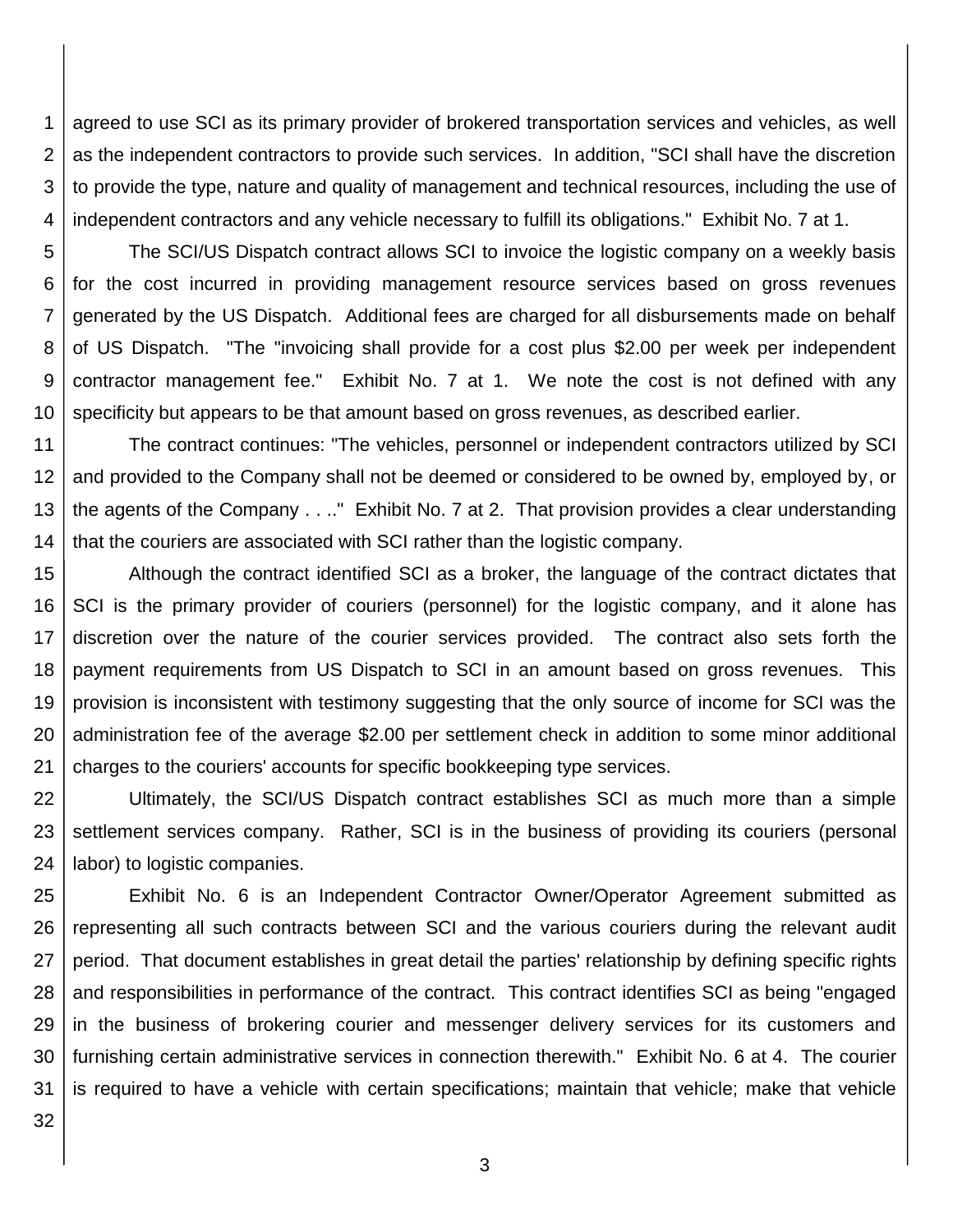agreed to use SCI as its primary provider of brokered transportation services and vehicles, as well as the independent contractors to provide such services. In addition, "SCI shall have the discretion to provide the type, nature and quality of management and technical resources, including the use of independent contractors and any vehicle necessary to fulfill its obligations." Exhibit No. 7 at 1.

The SCI/US Dispatch contract allows SCI to invoice the logistic company on a weekly basis for the cost incurred in providing management resource services based on gross revenues generated by the US Dispatch. Additional fees are charged for all disbursements made on behalf of US Dispatch. "The "invoicing shall provide for a cost plus $2.00 per week per independent contractor management fee." Exhibit No. 7 at 1. We note the cost is not defined with any specificity but appears to be that amount based on gross revenues, as described earlier.

The contract continues: "The vehicles, personnel or independent contractors utilized by SCI and provided to the Company shall not be deemed or considered to be owned by, employed by, or the agents of the Company . . .." Exhibit No. 7 at 2. That provision provides a clear understanding that the couriers are associated with SCI rather than the logistic company.

Although the contract identified SCI as a broker, the language of the contract dictates that SCI is the primary provider of couriers (personnel) for the logistic company, and it alone has discretion over the nature of the courier services provided. The contract also sets forth the payment requirements from US Dispatch to SCI in an amount based on gross revenues. This provision is inconsistent with testimony suggesting that the only source of income for SCI was the administration fee of the average $2.00 per settlement check in addition to some minor additional charges to the couriers' accounts for specific bookkeeping type services.

Ultimately, the SCI/US Dispatch contract establishes SCI as much more than a simple settlement services company. Rather, SCI is in the business of providing its couriers (personal labor) to logistic companies.

Exhibit No. 6 is an Independent Contractor Owner/Operator Agreement submitted as representing all such contracts between SCI and the various couriers during the relevant audit period. That document establishes in great detail the parties' relationship by defining specific rights and responsibilities in performance of the contract. This contract identifies SCI as being "engaged in the business of brokering courier and messenger delivery services for its customers and furnishing certain administrative services in connection therewith." Exhibit No. 6 at 4. The courier is required to have a vehicle with certain specifications; maintain that vehicle; make that vehicle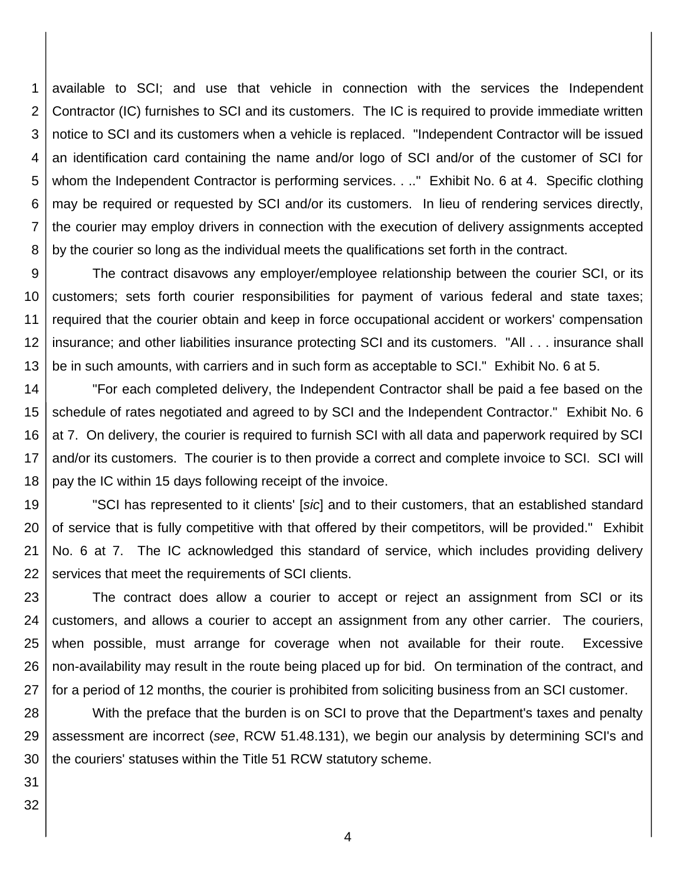available to SCI; and use that vehicle in connection with the services the Independent Contractor (IC) furnishes to SCI and its customers. The IC is required to provide immediate written notice to SCI and its customers when a vehicle is replaced. "Independent Contractor will be issued an identification card containing the name and/or logo of SCI and/or of the customer of SCI for whom the Independent Contractor is performing services. . .." Exhibit No. 6 at 4. Specific clothing may be required or requested by SCI and/or its customers. In lieu of rendering services directly, the courier may employ drivers in connection with the execution of delivery assignments accepted by the courier so long as the individual meets the qualifications set forth in the contract.

The contract disavows any employer/employee relationship between the courier SCI, or its customers; sets forth courier responsibilities for payment of various federal and state taxes; required that the courier obtain and keep in force occupational accident or workers' compensation insurance; and other liabilities insurance protecting SCI and its customers. "All . . . insurance shall be in such amounts, with carriers and in such form as acceptable to SCI." Exhibit No. 6 at 5.

"For each completed delivery, the Independent Contractor shall be paid a fee based on the schedule of rates negotiated and agreed to by SCI and the Independent Contractor." Exhibit No. 6 at 7. On delivery, the courier is required to furnish SCI with all data and paperwork required by SCI and/or its customers. The courier is to then provide a correct and complete invoice to SCI. SCI will pay the IC within 15 days following receipt of the invoice.

"SCI has represented to it clients' [*sic*] and to their customers, that an established standard of service that is fully competitive with that offered by their competitors, will be provided." Exhibit No. 6 at 7. The IC acknowledged this standard of service, which includes providing delivery services that meet the requirements of SCI clients.

The contract does allow a courier to accept or reject an assignment from SCI or its customers, and allows a courier to accept an assignment from any other carrier. The couriers, when possible, must arrange for coverage when not available for their route. Excessive non-availability may result in the route being placed up for bid. On termination of the contract, and for a period of 12 months, the courier is prohibited from soliciting business from an SCI customer.

With the preface that the burden is on SCI to prove that the Department's taxes and penalty assessment are incorrect (*see*, RCW 51.48.131), we begin our analysis by determining SCI's and the couriers' statuses within the Title 51 RCW statutory scheme.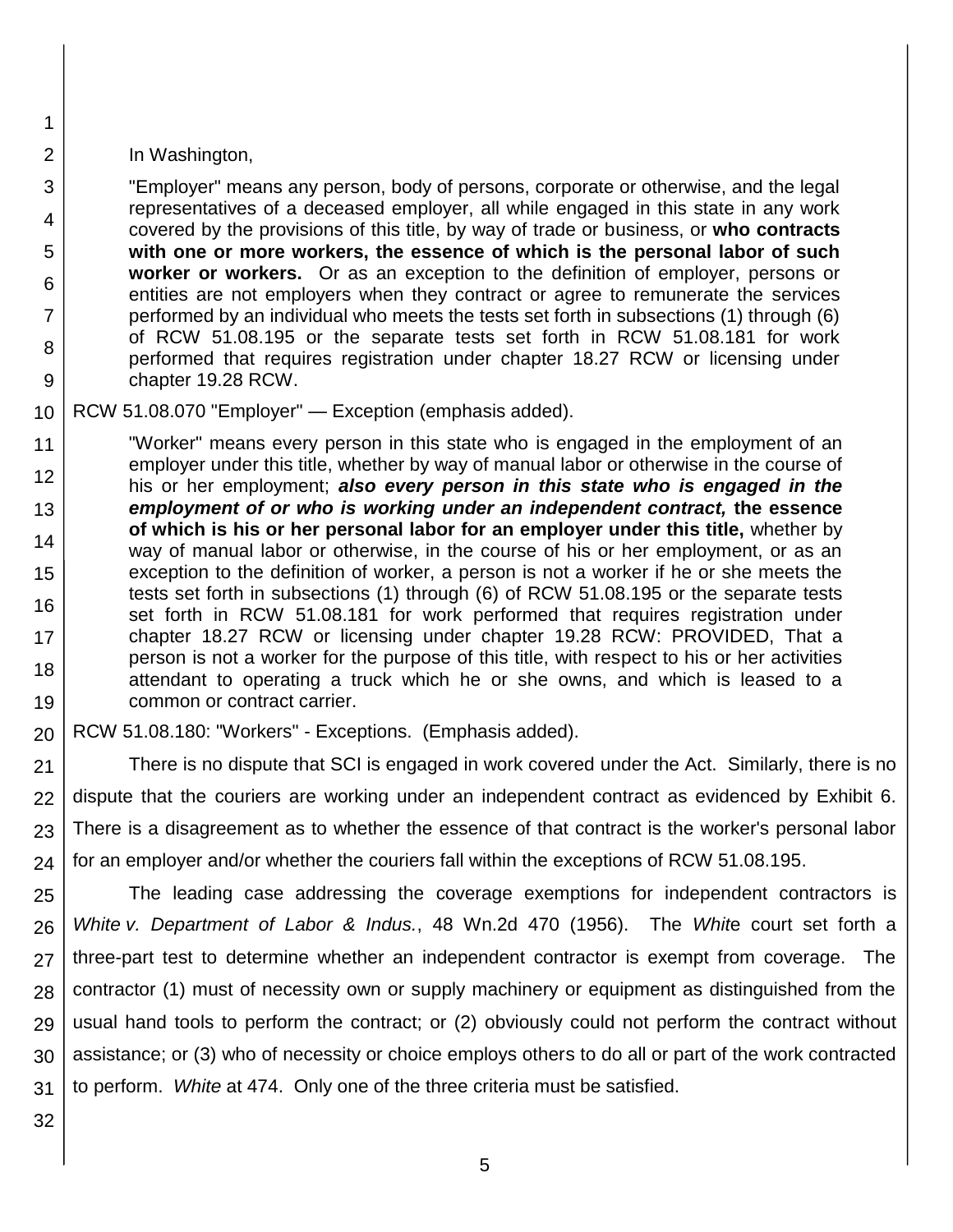In Washington,

> "Employer" means any person, body of persons, corporate or otherwise, and the legal representatives of a deceased employer, all while engaged in this state in any work covered by the provisions of this title, by way of trade or business, or **who contracts with one or more workers, the essence of which is the personal labor of such worker or workers.** Or as an exception to the definition of employer, persons or entities are not employers when they contract or agree to remunerate the services performed by an individual who meets the tests set forth in subsections (1) through (6) of RCW 51.08.195 or the separate tests set forth in RCW 51.08.181 for work performed that requires registration under chapter 18.27 RCW or licensing under chapter 19.28 RCW.

RCW 51.08.070 "Employer" — Exception (emphasis added).

> "Worker" means every person in this state who is engaged in the employment of an employer under this title, whether by way of manual labor or otherwise in the course of his or her employment; ***also every person in this state who is engaged in the employment of or who is working under an independent contract,*** **the essence of which is his or her personal labor for an employer under this title,** whether by way of manual labor or otherwise, in the course of his or her employment, or as an exception to the definition of worker, a person is not a worker if he or she meets the tests set forth in subsections (1) through (6) of RCW 51.08.195 or the separate tests set forth in RCW 51.08.181 for work performed that requires registration under chapter 18.27 RCW or licensing under chapter 19.28 RCW: PROVIDED, That a person is not a worker for the purpose of this title, with respect to his or her activities attendant to operating a truck which he or she owns, and which is leased to a common or contract carrier.

RCW 51.08.180: "Workers" - Exceptions. (Emphasis added).

There is no dispute that SCI is engaged in work covered under the Act. Similarly, there is no dispute that the couriers are working under an independent contract as evidenced by Exhibit 6. There is a disagreement as to whether the essence of that contract is the worker's personal labor for an employer and/or whether the couriers fall within the exceptions of RCW 51.08.195.

The leading case addressing the coverage exemptions for independent contractors is *White v. Department of Labor & Indus.*, 48 Wn.2d 470 (1956). The *White* court set forth a three-part test to determine whether an independent contractor is exempt from coverage. The contractor (1) must of necessity own or supply machinery or equipment as distinguished from the usual hand tools to perform the contract; or (2) obviously could not perform the contract without assistance; or (3) who of necessity or choice employs others to do all or part of the work contracted to perform. *White* at 474. Only one of the three criteria must be satisfied.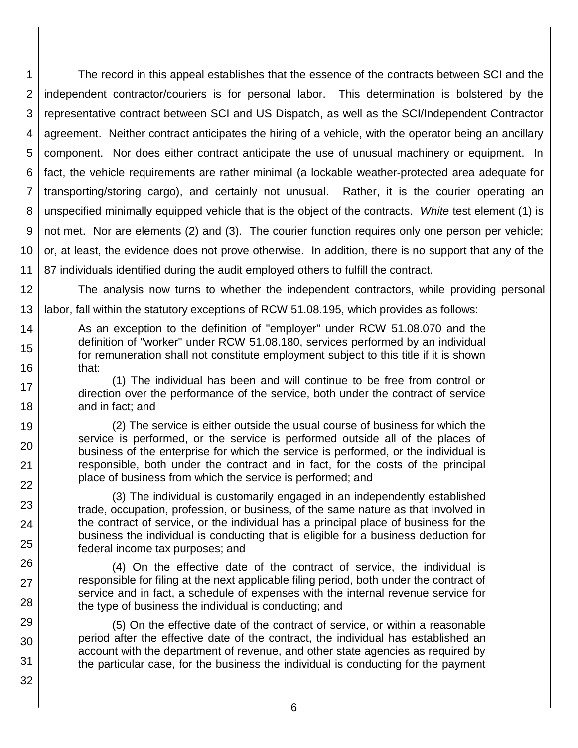The record in this appeal establishes that the essence of the contracts between SCI and the independent contractor/couriers is for personal labor. This determination is bolstered by the representative contract between SCI and US Dispatch, as well as the SCI/Independent Contractor agreement. Neither contract anticipates the hiring of a vehicle, with the operator being an ancillary component. Nor does either contract anticipate the use of unusual machinery or equipment. In fact, the vehicle requirements are rather minimal (a lockable weather-protected area adequate for transporting/storing cargo), and certainly not unusual. Rather, it is the courier operating an unspecified minimally equipped vehicle that is the object of the contracts. *White* test element (1) is not met. Nor are elements (2) and (3). The courier function requires only one person per vehicle; or, at least, the evidence does not prove otherwise. In addition, there is no support that any of the 87 individuals identified during the audit employed others to fulfill the contract.

The analysis now turns to whether the independent contractors, while providing personal labor, fall within the statutory exceptions of RCW 51.08.195, which provides as follows:

> As an exception to the definition of "employer" under RCW 51.08.070 and the definition of "worker" under RCW 51.08.180, services performed by an individual for remuneration shall not constitute employment subject to this title if it is shown that:
>
> (1) The individual has been and will continue to be free from control or direction over the performance of the service, both under the contract of service and in fact; and
>
> (2) The service is either outside the usual course of business for which the service is performed, or the service is performed outside all of the places of business of the enterprise for which the service is performed, or the individual is responsible, both under the contract and in fact, for the costs of the principal place of business from which the service is performed; and
>
> (3) The individual is customarily engaged in an independently established trade, occupation, profession, or business, of the same nature as that involved in the contract of service, or the individual has a principal place of business for the business the individual is conducting that is eligible for a business deduction for federal income tax purposes; and
>
> (4) On the effective date of the contract of service, the individual is responsible for filing at the next applicable filing period, both under the contract of service and in fact, a schedule of expenses with the internal revenue service for the type of business the individual is conducting; and
>
> (5) On the effective date of the contract of service, or within a reasonable period after the effective date of the contract, the individual has established an account with the department of revenue, and other state agencies as required by the particular case, for the business the individual is conducting for the payment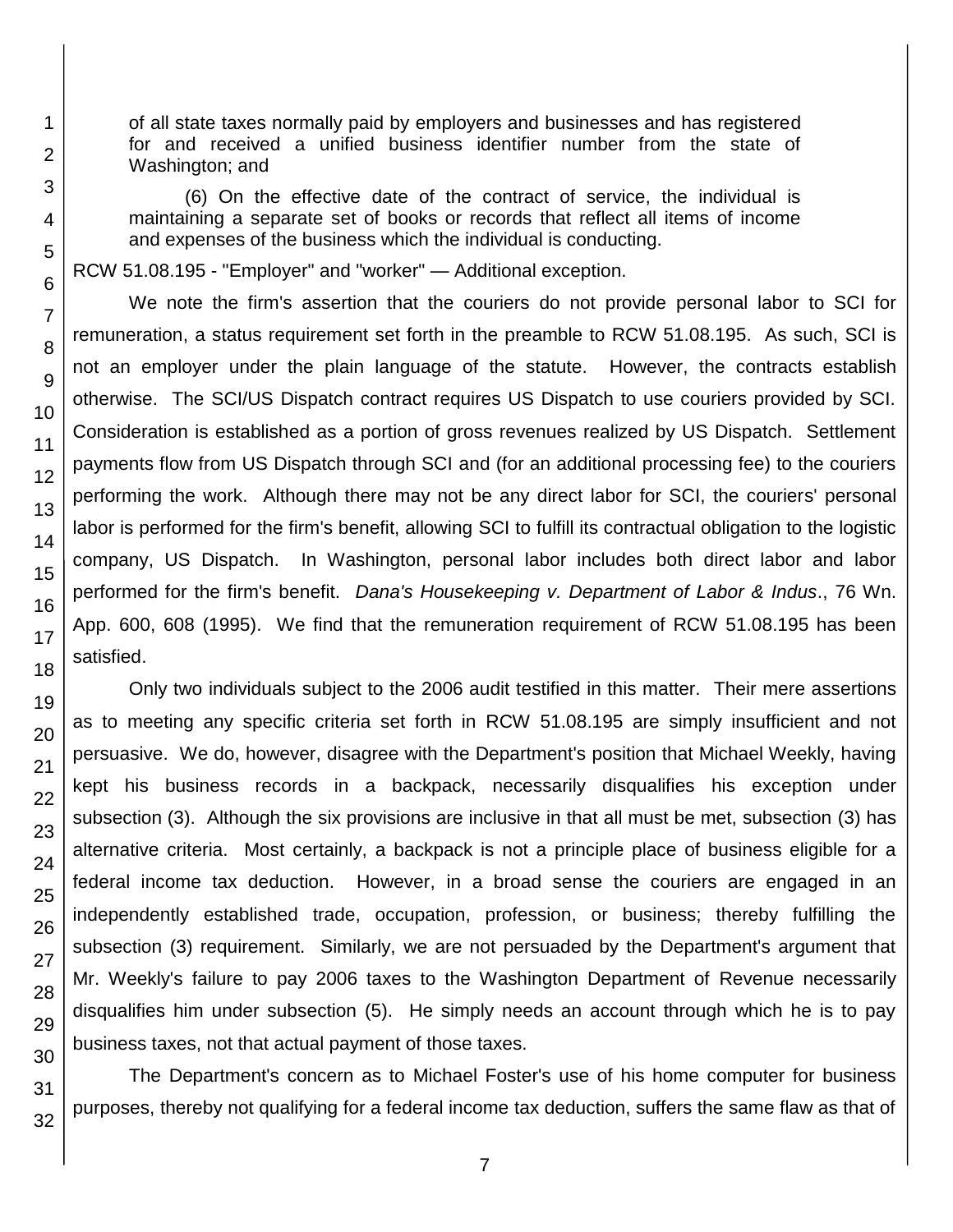> of all state taxes normally paid by employers and businesses and has registered for and received a unified business identifier number from the state of Washington; and
>
> (6) On the effective date of the contract of service, the individual is maintaining a separate set of books or records that reflect all items of income and expenses of the business which the individual is conducting.

RCW 51.08.195 - "Employer" and "worker" — Additional exception.

We note the firm's assertion that the couriers do not provide personal labor to SCI for remuneration, a status requirement set forth in the preamble to RCW 51.08.195. As such, SCI is not an employer under the plain language of the statute. However, the contracts establish otherwise. The SCI/US Dispatch contract requires US Dispatch to use couriers provided by SCI. Consideration is established as a portion of gross revenues realized by US Dispatch. Settlement payments flow from US Dispatch through SCI and (for an additional processing fee) to the couriers performing the work. Although there may not be any direct labor for SCI, the couriers' personal labor is performed for the firm's benefit, allowing SCI to fulfill its contractual obligation to the logistic company, US Dispatch. In Washington, personal labor includes both direct labor and labor performed for the firm's benefit. *Dana's Housekeeping v. Department of Labor & Indus*., 76 Wn. App. 600, 608 (1995). We find that the remuneration requirement of RCW 51.08.195 has been satisfied.

Only two individuals subject to the 2006 audit testified in this matter. Their mere assertions as to meeting any specific criteria set forth in RCW 51.08.195 are simply insufficient and not persuasive. We do, however, disagree with the Department's position that Michael Weekly, having kept his business records in a backpack, necessarily disqualifies his exception under subsection (3). Although the six provisions are inclusive in that all must be met, subsection (3) has alternative criteria. Most certainly, a backpack is not a principle place of business eligible for a federal income tax deduction. However, in a broad sense the couriers are engaged in an independently established trade, occupation, profession, or business; thereby fulfilling the subsection (3) requirement. Similarly, we are not persuaded by the Department's argument that Mr. Weekly's failure to pay 2006 taxes to the Washington Department of Revenue necessarily disqualifies him under subsection (5). He simply needs an account through which he is to pay business taxes, not that actual payment of those taxes.

The Department's concern as to Michael Foster's use of his home computer for business purposes, thereby not qualifying for a federal income tax deduction, suffers the same flaw as that of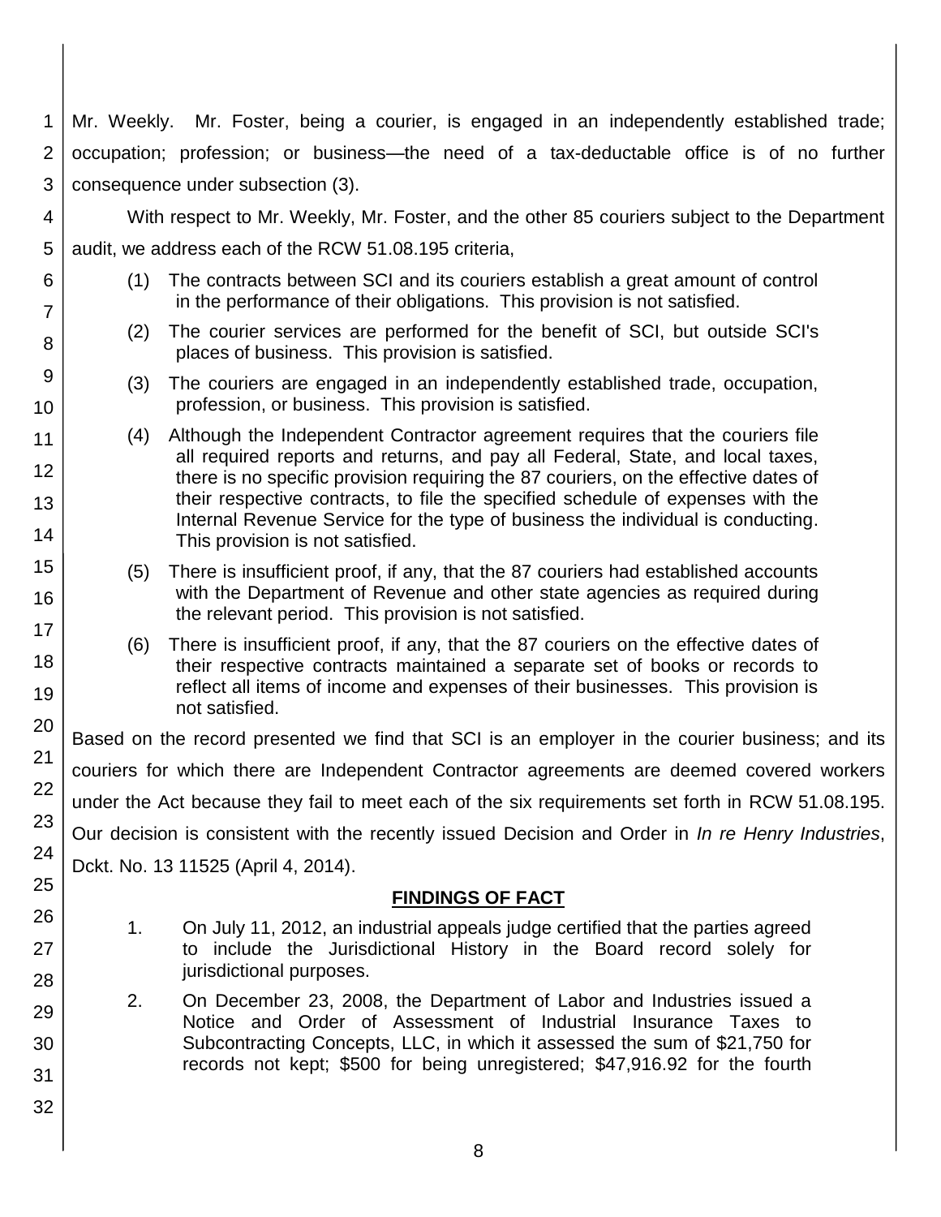Mr. Weekly. Mr. Foster, being a courier, is engaged in an independently established trade; occupation; profession; or business—the need of a tax-deductable office is of no further consequence under subsection (3).

With respect to Mr. Weekly, Mr. Foster, and the other 85 couriers subject to the Department audit, we address each of the RCW 51.08.195 criteria,

(1) The contracts between SCI and its couriers establish a great amount of control in the performance of their obligations. This provision is not satisfied.

(2) The courier services are performed for the benefit of SCI, but outside SCI's places of business. This provision is satisfied.

(3) The couriers are engaged in an independently established trade, occupation, profession, or business. This provision is satisfied.

(4) Although the Independent Contractor agreement requires that the couriers file all required reports and returns, and pay all Federal, State, and local taxes, there is no specific provision requiring the 87 couriers, on the effective dates of their respective contracts, to file the specified schedule of expenses with the Internal Revenue Service for the type of business the individual is conducting. This provision is not satisfied.

(5) There is insufficient proof, if any, that the 87 couriers had established accounts with the Department of Revenue and other state agencies as required during the relevant period. This provision is not satisfied.

(6) There is insufficient proof, if any, that the 87 couriers on the effective dates of their respective contracts maintained a separate set of books or records to reflect all items of income and expenses of their businesses. This provision is not satisfied.

Based on the record presented we find that SCI is an employer in the courier business; and its couriers for which there are Independent Contractor agreements are deemed covered workers under the Act because they fail to meet each of the six requirements set forth in RCW 51.08.195. Our decision is consistent with the recently issued Decision and Order in *In re Henry Industries*, Dckt. No. 13 11525 (April 4, 2014).

## FINDINGS OF FACT

1. On July 11, 2012, an industrial appeals judge certified that the parties agreed to include the Jurisdictional History in the Board record solely for jurisdictional purposes.

2. On December 23, 2008, the Department of Labor and Industries issued a Notice and Order of Assessment of Industrial Insurance Taxes to Subcontracting Concepts, LLC, in which it assessed the sum of $21,750 for records not kept; $500 for being unregistered; $47,916.92 for the fourth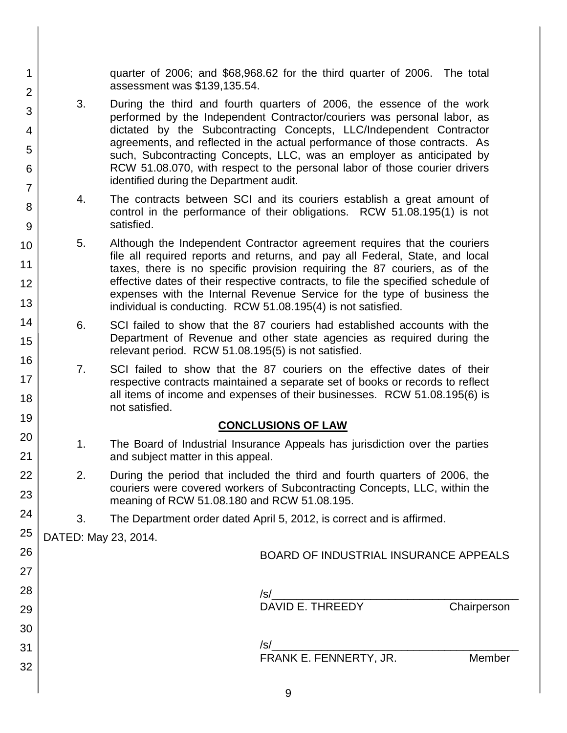quarter of 2006; and $68,968.62 for the third quarter of 2006. The total assessment was $139,135.54.

3. During the third and fourth quarters of 2006, the essence of the work performed by the Independent Contractor/couriers was personal labor, as dictated by the Subcontracting Concepts, LLC/Independent Contractor agreements, and reflected in the actual performance of those contracts. As such, Subcontracting Concepts, LLC, was an employer as anticipated by RCW 51.08.070, with respect to the personal labor of those courier drivers identified during the Department audit.

4. The contracts between SCI and its couriers establish a great amount of control in the performance of their obligations. RCW 51.08.195(1) is not satisfied.

5. Although the Independent Contractor agreement requires that the couriers file all required reports and returns, and pay all Federal, State, and local taxes, there is no specific provision requiring the 87 couriers, as of the effective dates of their respective contracts, to file the specified schedule of expenses with the Internal Revenue Service for the type of business the individual is conducting. RCW 51.08.195(4) is not satisfied.

6. SCI failed to show that the 87 couriers had established accounts with the Department of Revenue and other state agencies as required during the relevant period. RCW 51.08.195(5) is not satisfied.

7. SCI failed to show that the 87 couriers on the effective dates of their respective contracts maintained a separate set of books or records to reflect all items of income and expenses of their businesses. RCW 51.08.195(6) is not satisfied.

## CONCLUSIONS OF LAW

1. The Board of Industrial Insurance Appeals has jurisdiction over the parties and subject matter in this appeal.

2. During the period that included the third and fourth quarters of 2006, the couriers were covered workers of Subcontracting Concepts, LLC, within the meaning of RCW 51.08.180 and RCW 51.08.195.

3. The Department order dated April 5, 2012, is correct and is affirmed.

DATED: May 23, 2014.

BOARD OF INDUSTRIAL INSURANCE APPEALS

/s/________________________________________
DAVID E. THREEDY Chairperson

/s/________________________________________
FRANK E. FENNERTY, JR. Member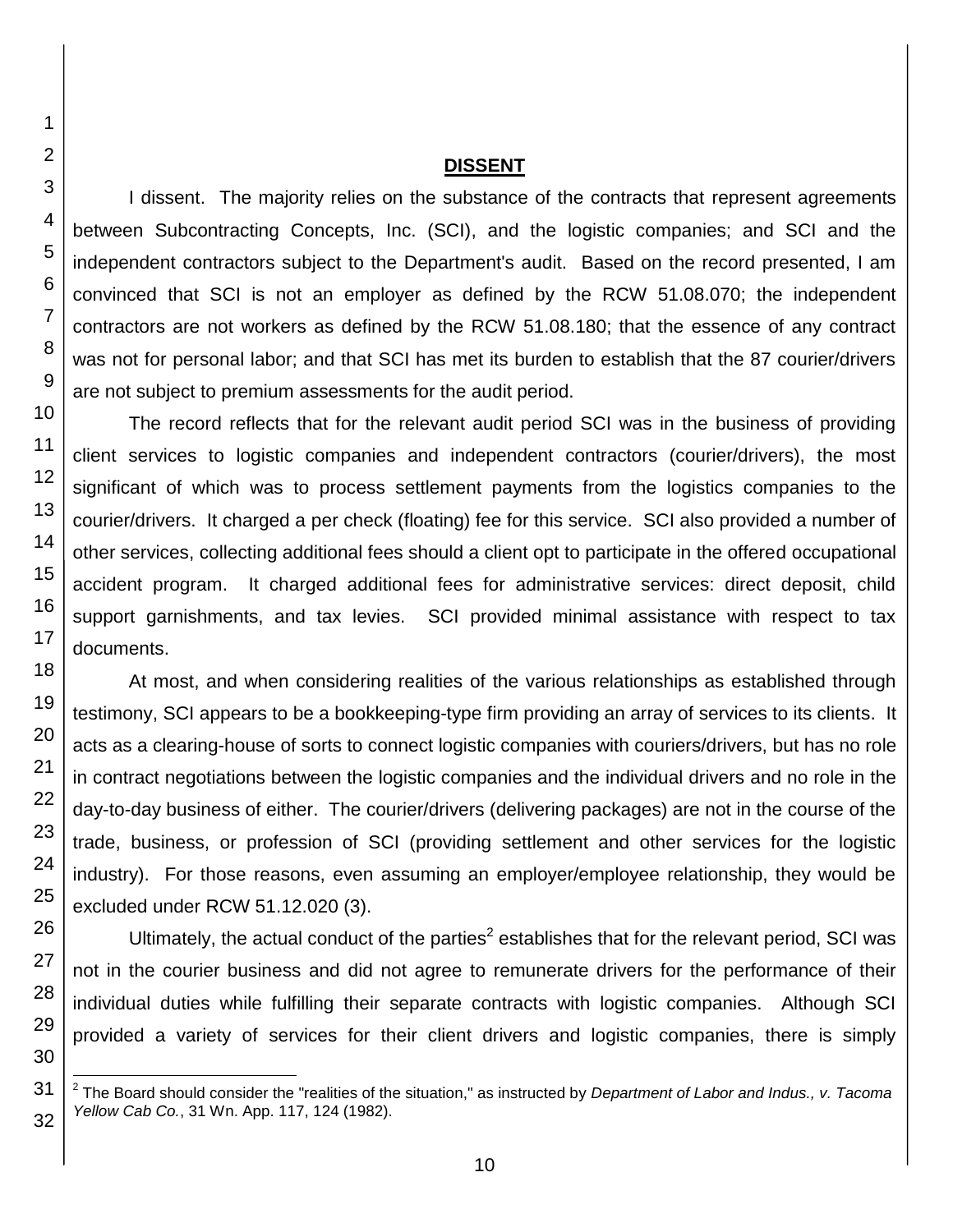## DISSENT

I dissent. The majority relies on the substance of the contracts that represent agreements between Subcontracting Concepts, Inc. (SCI), and the logistic companies; and SCI and the independent contractors subject to the Department's audit. Based on the record presented, I am convinced that SCI is not an employer as defined by the RCW 51.08.070; the independent contractors are not workers as defined by the RCW 51.08.180; that the essence of any contract was not for personal labor; and that SCI has met its burden to establish that the 87 courier/drivers are not subject to premium assessments for the audit period.

The record reflects that for the relevant audit period SCI was in the business of providing client services to logistic companies and independent contractors (courier/drivers), the most significant of which was to process settlement payments from the logistics companies to the courier/drivers. It charged a per check (floating) fee for this service. SCI also provided a number of other services, collecting additional fees should a client opt to participate in the offered occupational accident program. It charged additional fees for administrative services: direct deposit, child support garnishments, and tax levies. SCI provided minimal assistance with respect to tax documents.

At most, and when considering realities of the various relationships as established through testimony, SCI appears to be a bookkeeping-type firm providing an array of services to its clients. It acts as a clearing-house of sorts to connect logistic companies with couriers/drivers, but has no role in contract negotiations between the logistic companies and the individual drivers and no role in the day-to-day business of either. The courier/drivers (delivering packages) are not in the course of the trade, business, or profession of SCI (providing settlement and other services for the logistic industry). For those reasons, even assuming an employer/employee relationship, they would be excluded under RCW 51.12.020 (3).

Ultimately, the actual conduct of the parties[2] establishes that for the relevant period, SCI was not in the courier business and did not agree to remunerate drivers for the performance of their individual duties while fulfilling their separate contracts with logistic companies. Although SCI provided a variety of services for their client drivers and logistic companies, there is simply

---

[2] The Board should consider the "realities of the situation," as instructed by *Department of Labor and Indus., v. Tacoma Yellow Cab Co.*, 31 Wn. App. 117, 124 (1982).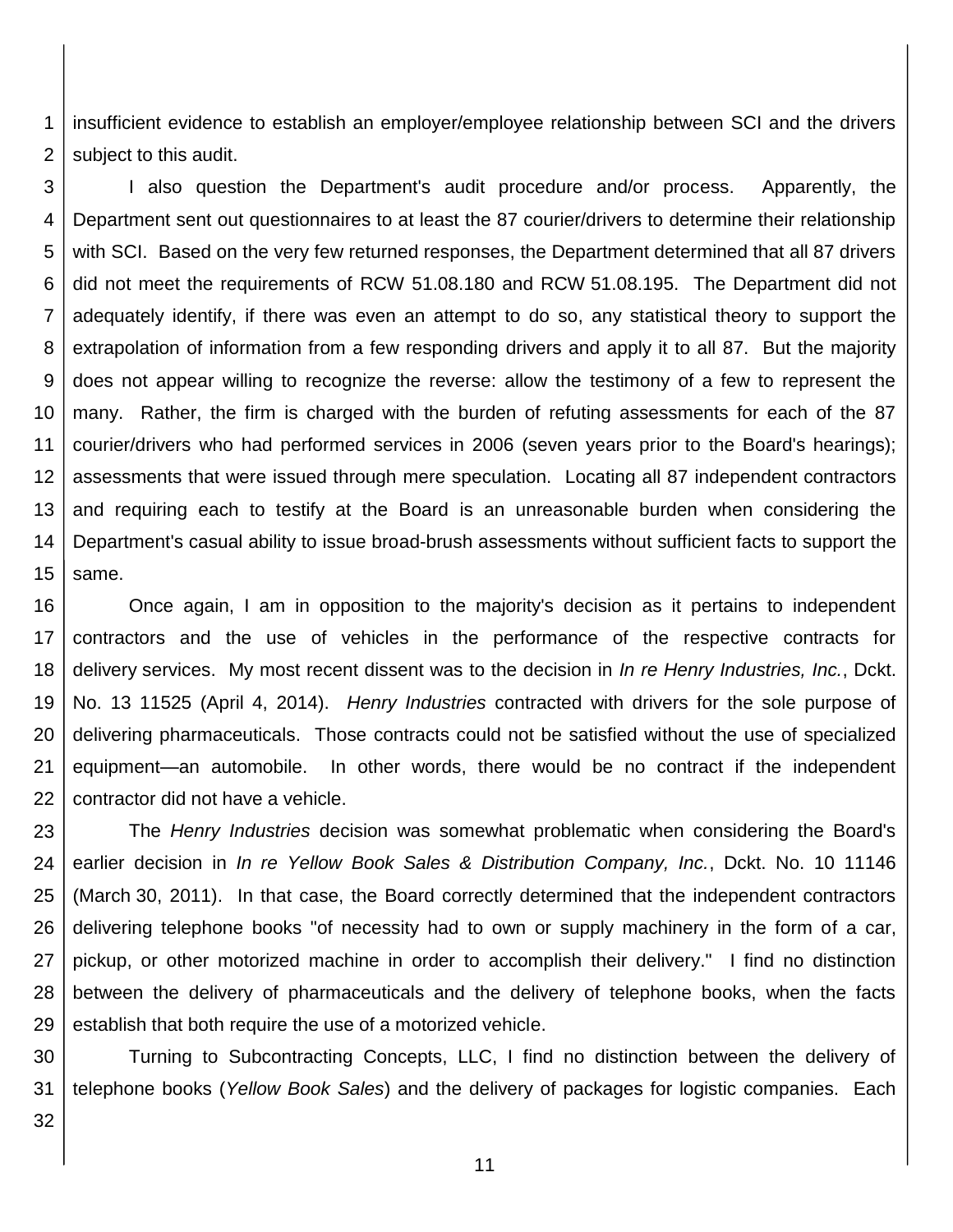insufficient evidence to establish an employer/employee relationship between SCI and the drivers subject to this audit.

I also question the Department's audit procedure and/or process. Apparently, the Department sent out questionnaires to at least the 87 courier/drivers to determine their relationship with SCI. Based on the very few returned responses, the Department determined that all 87 drivers did not meet the requirements of RCW 51.08.180 and RCW 51.08.195. The Department did not adequately identify, if there was even an attempt to do so, any statistical theory to support the extrapolation of information from a few responding drivers and apply it to all 87. But the majority does not appear willing to recognize the reverse: allow the testimony of a few to represent the many. Rather, the firm is charged with the burden of refuting assessments for each of the 87 courier/drivers who had performed services in 2006 (seven years prior to the Board's hearings); assessments that were issued through mere speculation. Locating all 87 independent contractors and requiring each to testify at the Board is an unreasonable burden when considering the Department's casual ability to issue broad-brush assessments without sufficient facts to support the same.

Once again, I am in opposition to the majority's decision as it pertains to independent contractors and the use of vehicles in the performance of the respective contracts for delivery services. My most recent dissent was to the decision in *In re Henry Industries, Inc.*, Dckt. No. 13 11525 (April 4, 2014). *Henry Industries* contracted with drivers for the sole purpose of delivering pharmaceuticals. Those contracts could not be satisfied without the use of specialized equipment—an automobile. In other words, there would be no contract if the independent contractor did not have a vehicle.

The *Henry Industries* decision was somewhat problematic when considering the Board's earlier decision in *In re Yellow Book Sales & Distribution Company, Inc.*, Dckt. No. 10 11146 (March 30, 2011). In that case, the Board correctly determined that the independent contractors delivering telephone books "of necessity had to own or supply machinery in the form of a car, pickup, or other motorized machine in order to accomplish their delivery." I find no distinction between the delivery of pharmaceuticals and the delivery of telephone books, when the facts establish that both require the use of a motorized vehicle.

Turning to Subcontracting Concepts, LLC, I find no distinction between the delivery of telephone books (*Yellow Book Sales*) and the delivery of packages for logistic companies. Each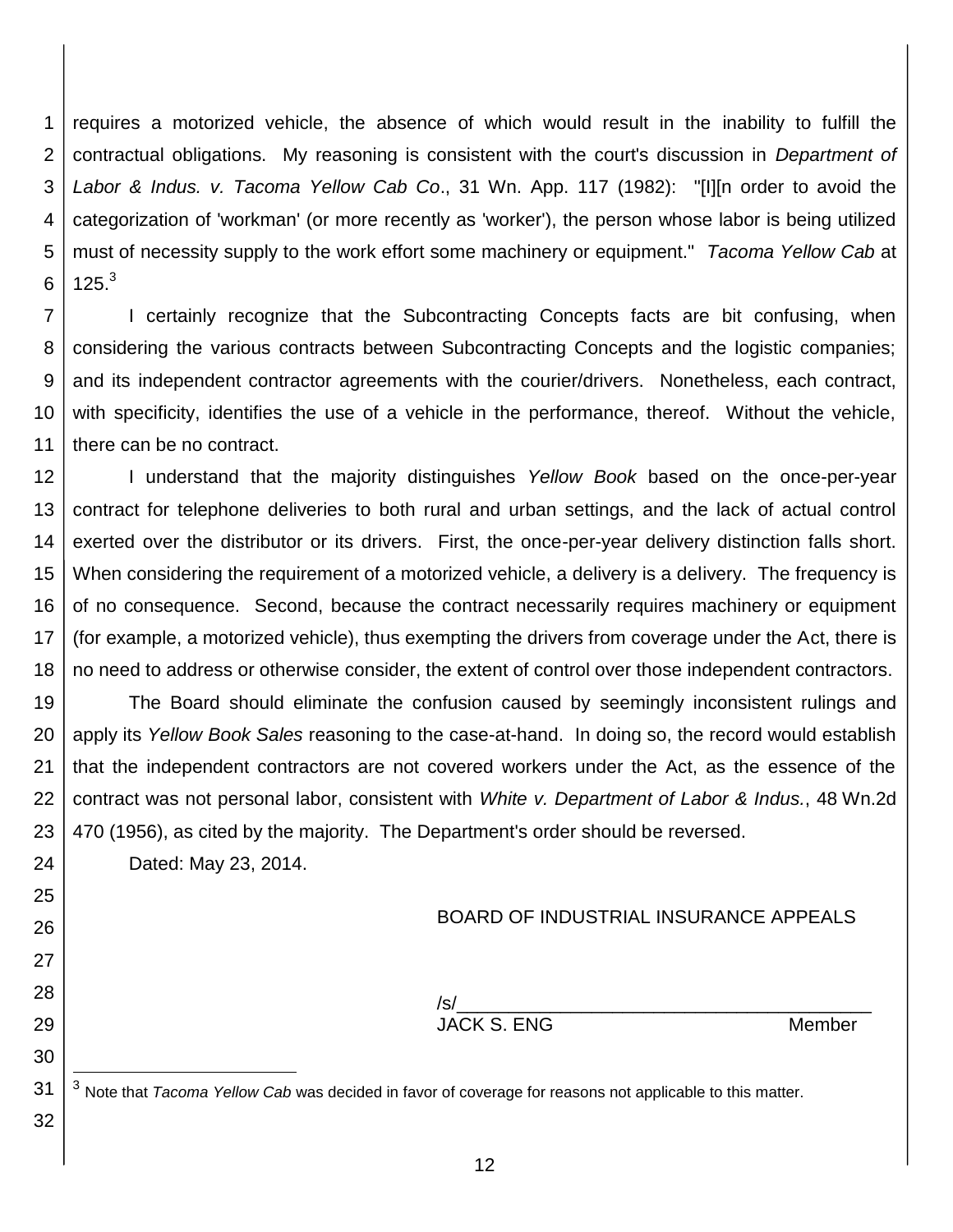requires a motorized vehicle, the absence of which would result in the inability to fulfill the contractual obligations. My reasoning is consistent with the court's discussion in *Department of Labor & Indus. v. Tacoma Yellow Cab Co*., 31 Wn. App. 117 (1982): "[I][n order to avoid the categorization of 'workman' (or more recently as 'worker'), the person whose labor is being utilized must of necessity supply to the work effort some machinery or equipment." *Tacoma Yellow Cab* at 125.[3]

I certainly recognize that the Subcontracting Concepts facts are bit confusing, when considering the various contracts between Subcontracting Concepts and the logistic companies; and its independent contractor agreements with the courier/drivers. Nonetheless, each contract, with specificity, identifies the use of a vehicle in the performance, thereof. Without the vehicle, there can be no contract.

I understand that the majority distinguishes *Yellow Book* based on the once-per-year contract for telephone deliveries to both rural and urban settings, and the lack of actual control exerted over the distributor or its drivers. First, the once-per-year delivery distinction falls short. When considering the requirement of a motorized vehicle, a delivery is a delivery. The frequency is of no consequence. Second, because the contract necessarily requires machinery or equipment (for example, a motorized vehicle), thus exempting the drivers from coverage under the Act, there is no need to address or otherwise consider, the extent of control over those independent contractors.

The Board should eliminate the confusion caused by seemingly inconsistent rulings and apply its *Yellow Book Sales* reasoning to the case-at-hand. In doing so, the record would establish that the independent contractors are not covered workers under the Act, as the essence of the contract was not personal labor, consistent with *White v. Department of Labor & Indus.*, 48 Wn.2d 470 (1956), as cited by the majority. The Department's order should be reversed.

Dated: May 23, 2014.

BOARD OF INDUSTRIAL INSURANCE APPEALS

/s/________________________________________
JACK S. ENG Member

[3] Note that *Tacoma Yellow Cab* was decided in favor of coverage for reasons not applicable to this matter.